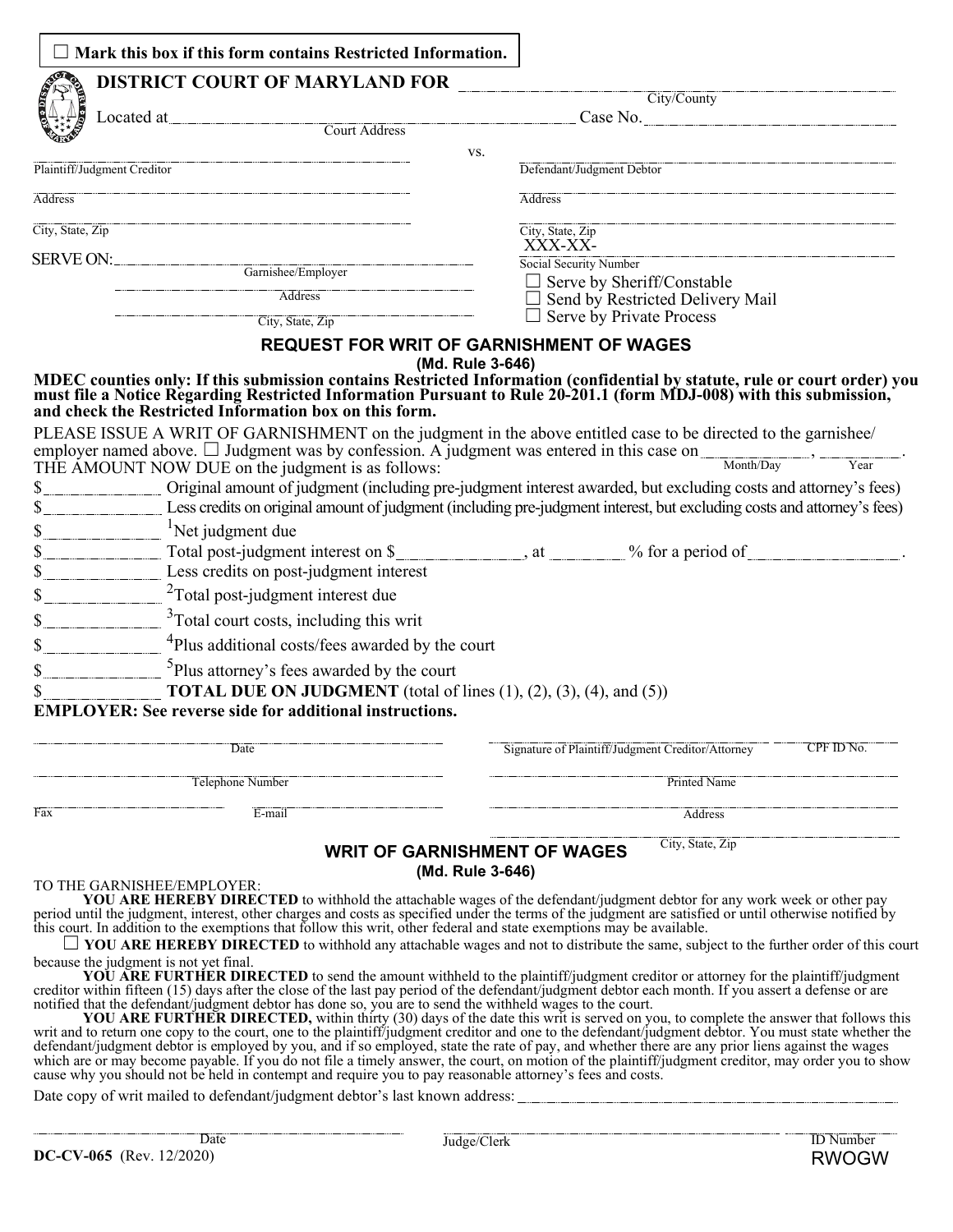☐ **Mark this box if this form contains Restricted Information.**

# DISTRICT COURT OF MARYLAND FOR ____________________
City/County

Located at ____________________ Case No. ____________________
Court Address

____________________ vs. ____________________

| Plaintiff/Judgment Creditor | Defendant/Judgment Debtor |
|---|---|
| Address | Address |
| City, State, Zip | City, State, Zip |
| | XXX-XX-____ Social Security Number |

SERVE ON: ____________________
Garnishee/Employer
____________________
Address
____________________
City, State, Zip

☐ Serve by Sheriff/Constable
☐ Send by Restricted Delivery Mail
☐ Serve by Private Process

## REQUEST FOR WRIT OF GARNISHMENT OF WAGES
**(Md. Rule 3-646)**

**MDEC counties only: If this submission contains Restricted Information (confidential by statute, rule or court order) you must file a Notice Regarding Restricted Information Pursuant to Rule 20-201.1 (form MDJ-008) with this submission, and check the Restricted Information box on this form.**

PLEASE ISSUE A WRIT OF GARNISHMENT on the judgment in the above entitled case to be directed to the garnishee/employer named above. ☐ Judgment was by confession. A judgment was entered in this case on ________ (Month/Day), ________ (Year).
THE AMOUNT NOW DUE on the judgment is as follows:

$__________ Original amount of judgment (including pre-judgment interest awarded, but excluding costs and attorney's fees)
$__________ Less credits on original amount of judgment (including pre-judgment interest, but excluding costs and attorney's fees)
$__________ [1]Net judgment due
$__________ Total post-judgment interest on $__________, at ______ % for a period of __________.
$__________ Less credits on post-judgment interest
$__________ [2]Total post-judgment interest due
$__________ [3]Total court costs, including this writ
$__________ [4]Plus additional costs/fees awarded by the court
$__________ [5]Plus attorney's fees awarded by the court
$__________ **TOTAL DUE ON JUDGMENT** (total of lines (1), (2), (3), (4), and (5))

**EMPLOYER: See reverse side for additional instructions.**

| | |
|---|---|
| Date | Signature of Plaintiff/Judgment Creditor/Attorney — CPF ID No. |
| Telephone Number | Printed Name |
| Fax — E-mail | Address |
| | City, State, Zip |

## WRIT OF GARNISHMENT OF WAGES
**(Md. Rule 3-646)**

TO THE GARNISHEE/EMPLOYER:

**YOU ARE HEREBY DIRECTED** to withhold the attachable wages of the defendant/judgment debtor for any work week or other pay period until the judgment, interest, other charges and costs as specified under the terms of the judgment are satisfied or until otherwise notified by this court. In addition to the exemptions that follow this writ, other federal and state exemptions may be available.

☐ **YOU ARE HEREBY DIRECTED** to withhold any attachable wages and not to distribute the same, subject to the further order of this court because the judgment is not yet final.

**YOU ARE FURTHER DIRECTED** to send the amount withheld to the plaintiff/judgment creditor or attorney for the plaintiff/judgment creditor within fifteen (15) days after the close of the last pay period of the defendant/judgment debtor each month. If you assert a defense or are notified that the defendant/judgment debtor has done so, you are to send the withheld wages to the court.

**YOU ARE FURTHER DIRECTED,** within thirty (30) days of the date this writ is served on you, to complete the answer that follows this writ and to return one copy to the court, one to the plaintiff/judgment creditor and one to the defendant/judgment debtor. You must state whether the defendant/judgment debtor is employed by you, and if so employed, state the rate of pay, and whether there are any prior liens against the wages which are or may become payable. If you do not file a timely answer, the court, on motion of the plaintiff/judgment creditor, may order you to show cause why you should not be held in contempt and require you to pay reasonable attorney's fees and costs.

Date copy of writ mailed to defendant/judgment debtor's last known address: ____________________

| | | |
|---|---|---|
| Date | Judge/Clerk | ID Number |

**DC-CV-065** (Rev. 12/2020) RWOGW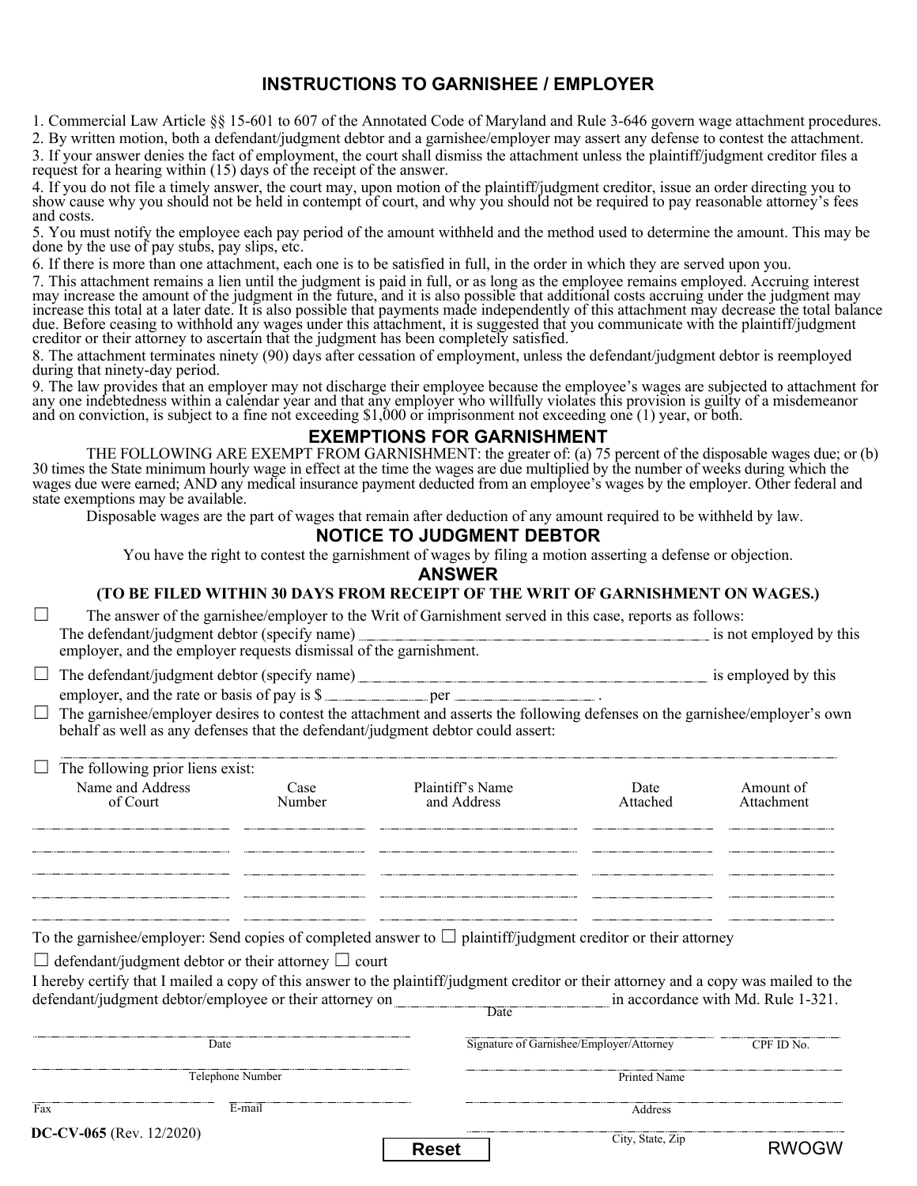## INSTRUCTIONS TO GARNISHEE / EMPLOYER

1. Commercial Law Article §§ 15-601 to 607 of the Annotated Code of Maryland and Rule 3-646 govern wage attachment procedures.
2. By written motion, both a defendant/judgment debtor and a garnishee/employer may assert any defense to contest the attachment.
3. If your answer denies the fact of employment, the court shall dismiss the attachment unless the plaintiff/judgment creditor files a request for a hearing within (15) days of the receipt of the answer.
4. If you do not file a timely answer, the court may, upon motion of the plaintiff/judgment creditor, issue an order directing you to show cause why you should not be held in contempt of court, and why you should not be required to pay reasonable attorney's fees and costs.
5. You must notify the employee each pay period of the amount withheld and the method used to determine the amount. This may be done by the use of pay stubs, pay slips, etc.
6. If there is more than one attachment, each one is to be satisfied in full, in the order in which they are served upon you.
7. This attachment remains a lien until the judgment is paid in full, or as long as the employee remains employed. Accruing interest may increase the amount of the judgment in the future, and it is also possible that additional costs accruing under the judgment may increase this total at a later date. It is also possible that payments made independently of this attachment may decrease the total balance due. Before ceasing to withhold any wages under this attachment, it is suggested that you communicate with the plaintiff/judgment creditor or their attorney to ascertain that the judgment has been completely satisfied.
8. The attachment terminates ninety (90) days after cessation of employment, unless the defendant/judgment debtor is reemployed during that ninety-day period.
9. The law provides that an employer may not discharge their employee because the employee's wages are subjected to attachment for any one indebtedness within a calendar year and that any employer who willfully violates this provision is guilty of a misdemeanor and on conviction, is subject to a fine not exceeding $1,000 or imprisonment not exceeding one (1) year, or both.

## EXEMPTIONS FOR GARNISHMENT

THE FOLLOWING ARE EXEMPT FROM GARNISHMENT: the greater of: (a) 75 percent of the disposable wages due; or (b) 30 times the State minimum hourly wage in effect at the time the wages are due multiplied by the number of weeks during which the wages due were earned; AND any medical insurance payment deducted from an employee's wages by the employer. Other federal and state exemptions may be available.

Disposable wages are the part of wages that remain after deduction of any amount required to be withheld by law.

## NOTICE TO JUDGMENT DEBTOR

You have the right to contest the garnishment of wages by filing a motion asserting a defense or objection.

## ANSWER

**(TO BE FILED WITHIN 30 DAYS FROM RECEIPT OF THE WRIT OF GARNISHMENT ON WAGES.)**

☐ The answer of the garnishee/employer to the Writ of Garnishment served in this case, reports as follows:
The defendant/judgment debtor (specify name) ______________________ is not employed by this employer, and the employer requests dismissal of the garnishment.

☐ The defendant/judgment debtor (specify name) ______________________ is employed by this employer, and the rate or basis of pay is $ __________ per __________ .

☐ The garnishee/employer desires to contest the attachment and asserts the following defenses on the garnishee/employer's own behalf as well as any defenses that the defendant/judgment debtor could assert:

______________________________________________________________

☐ The following prior liens exist:

| Name and Address of Court | Case Number | Plaintiff's Name and Address | Date Attached | Amount of Attachment |
|---|---|---|---|---|
| | | | | |
| | | | | |
| | | | | |
| | | | | |
| | | | | |

To the garnishee/employer: Send copies of completed answer to ☐ plaintiff/judgment creditor or their attorney
☐ defendant/judgment debtor or their attorney ☐ court

I hereby certify that I mailed a copy of this answer to the plaintiff/judgment creditor or their attorney and a copy was mailed to the defendant/judgment debtor/employee or their attorney on ______________ (Date) in accordance with Md. Rule 1-321.

______________________ Date

______________________ Signature of Garnishee/Employer/Attorney

______________________ CPF ID No.

______________________ Telephone Number

______________________ Printed Name

______________________ Fax

______________________ E-mail

______________________ Address

______________________ City, State, Zip

**DC-CV-065** (Rev. 12/2020)

Reset

RWOGW